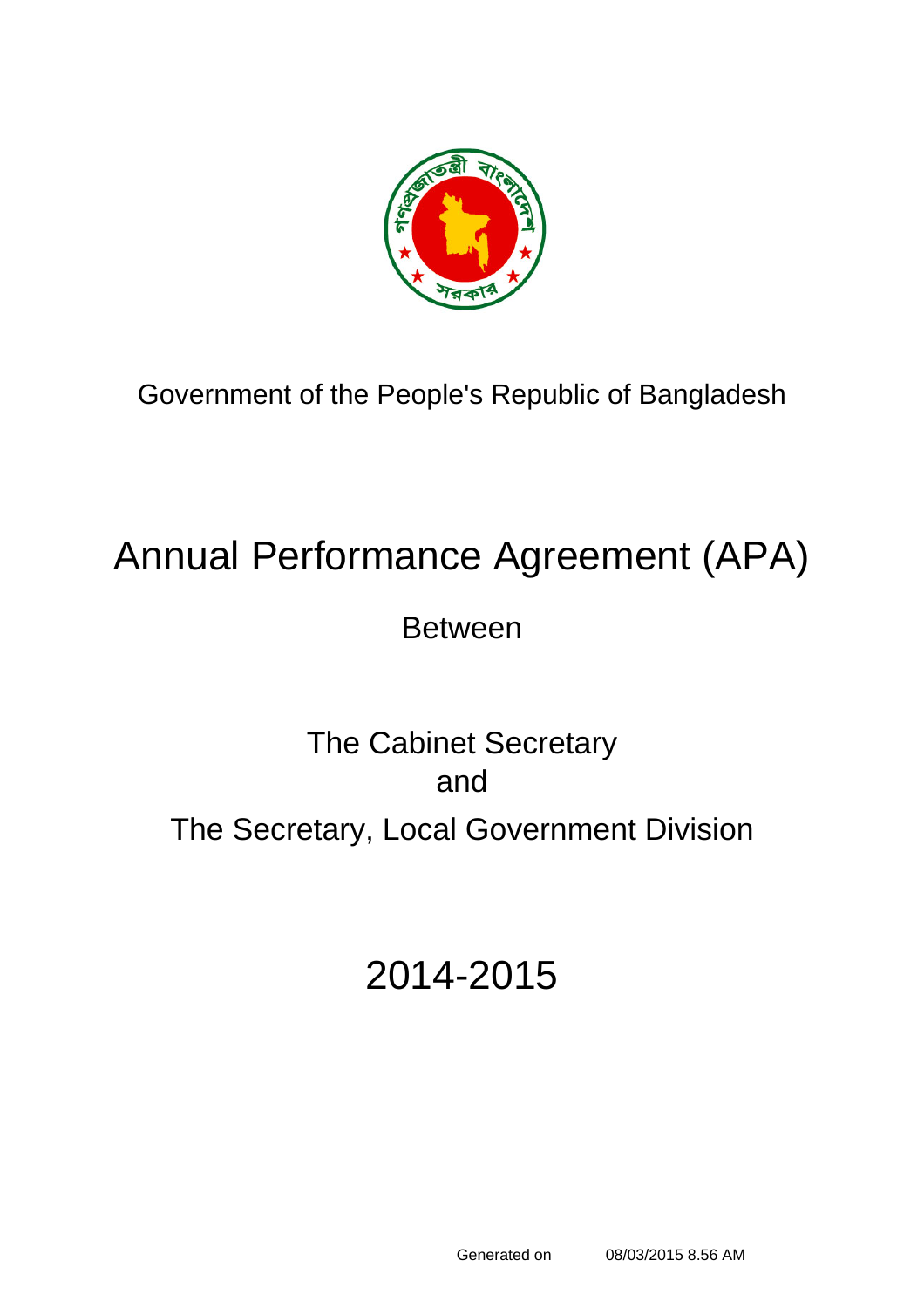Government of the People's Republic of Bangladesh

# Annual Performance Agreement (APA)

Between

The Cabinet Secretary

and

The Secretary, Local Government Division

# 2014-2015

Generated on 08/03/2015 8.56 AM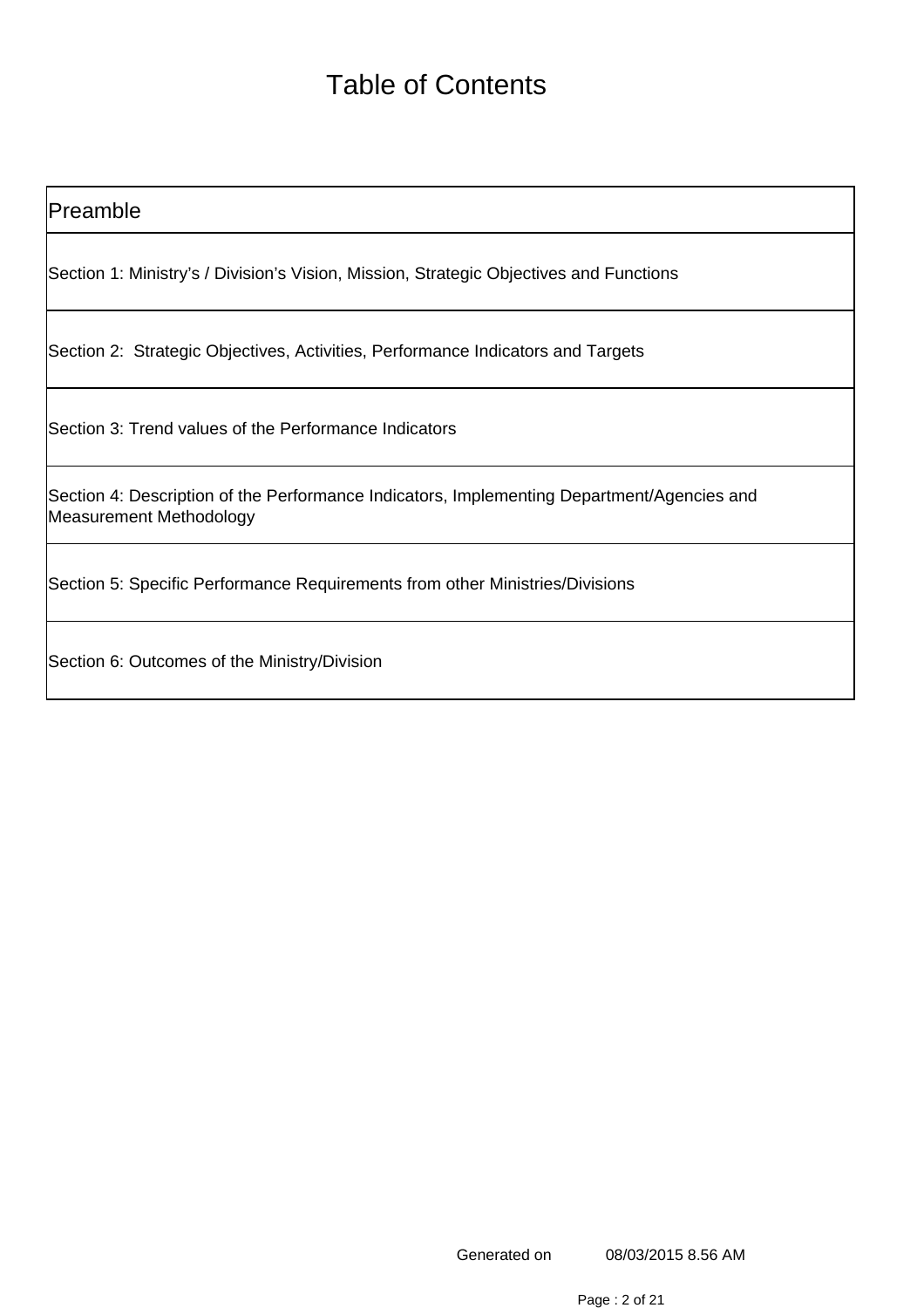# Table of Contents

| Preamble |
|---|
| Section 1: Ministry’s / Division’s Vision, Mission, Strategic Objectives and Functions |
| Section 2: Strategic Objectives, Activities, Performance Indicators and Targets |
| Section 3: Trend values of the Performance Indicators |
| Section 4: Description of the Performance Indicators, Implementing Department/Agencies and Measurement Methodology |
| Section 5: Specific Performance Requirements from other Ministries/Divisions |
| Section 6: Outcomes of the Ministry/Division |

Generated on 08/03/2015 8.56 AM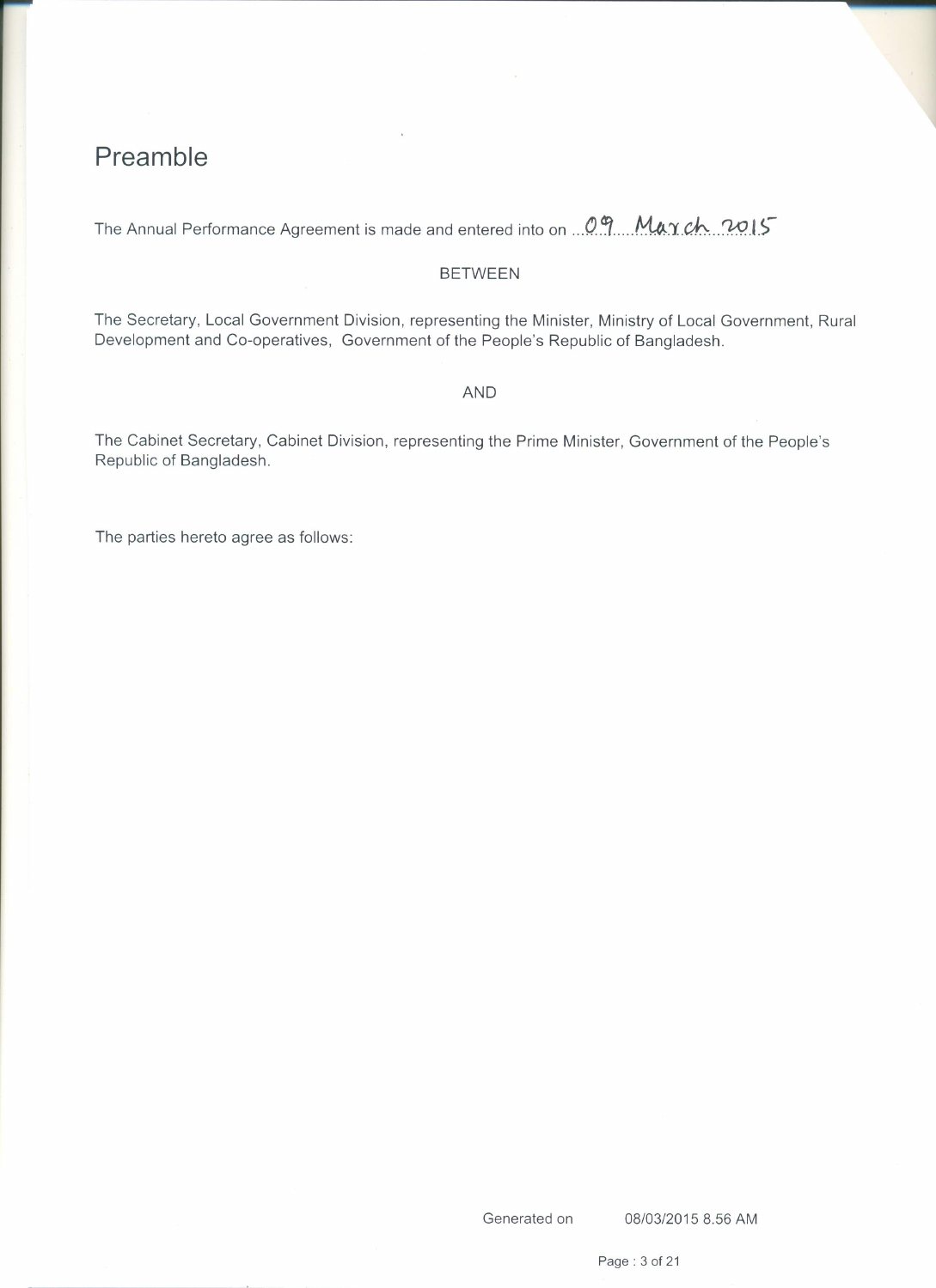# Preamble

The Annual Performance Agreement is made and entered into on 09 March 2015

BETWEEN

The Secretary, Local Government Division, representing the Minister, Ministry of Local Government, Rural Development and Co-operatives, Government of the People's Republic of Bangladesh.

AND

The Cabinet Secretary, Cabinet Division, representing the Prime Minister, Government of the People's Republic of Bangladesh.

The parties hereto agree as follows:

Generated on 08/03/2015 8.56 AM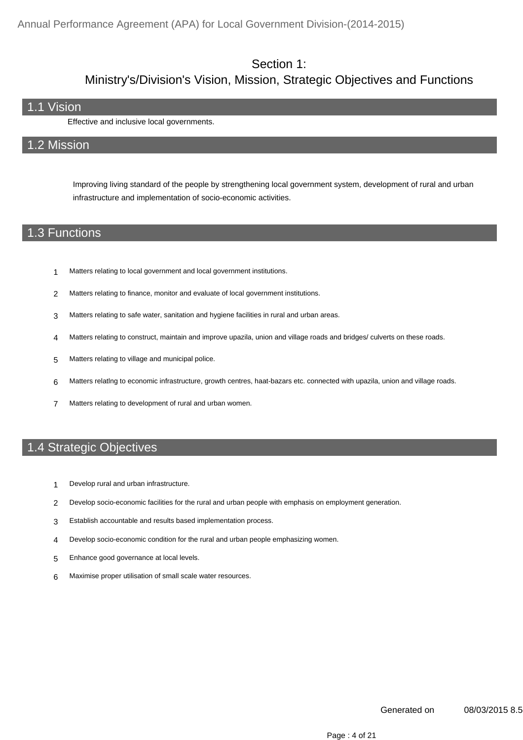# Section 1:
# Ministry's/Division's Vision, Mission, Strategic Objectives and Functions

## 1.1 Vision

Effective and inclusive local governments.

## 1.2 Mission

Improving living standard of the people by strengthening local government system, development of rural and urban infrastructure and implementation of socio-economic activities.

## 1.3 Functions

1. Matters relating to local government and local government institutions.
2. Matters relating to finance, monitor and evaluate of local government institutions.
3. Matters relating to safe water, sanitation and hygiene facilities in rural and urban areas.
4. Matters relating to construct, maintain and improve upazila, union and village roads and bridges/ culverts on these roads.
5. Matters relating to village and municipal police.
6. Matters relatlng to economic infrastructure, growth centres, haat-bazars etc. connected with upazila, union and village roads.
7. Matters relating to development of rural and urban women.

## 1.4 Strategic Objectives

1. Develop rural and urban infrastructure.
2. Develop socio-economic facilities for the rural and urban people with emphasis on employment generation.
3. Establish accountable and results based implementation process.
4. Develop socio-economic condition for the rural and urban people emphasizing women.
5. Enhance good governance at local levels.
6. Maximise proper utilisation of small scale water resources.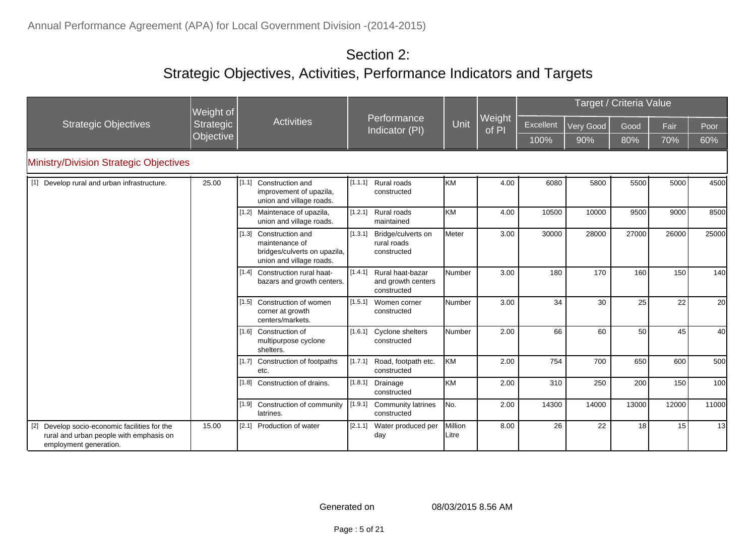# Section 2:

## Strategic Objectives, Activities, Performance Indicators and Targets

| Strategic Objectives | Weight of Strategic Objective | Activities | Performance Indicator (PI) | Unit | Weight of PI | Target / Criteria Value | | | | |
|---|---|---|---|---|---|---|---|---|---|---|
| | | | | | | Excellent | Very Good | Good | Fair | Poor |
| | | | | | | 100% | 90% | 80% | 70% | 60% |
| **Ministry/Division Strategic Objectives** | | | | | | | | | | |
| [1] Develop rural and urban infrastructure. | 25.00 | [1.1] Construction and improvement of upazila, union and village roads. | [1.1.1] Rural roads constructed | KM | 4.00 | 6080 | 5800 | 5500 | 5000 | 4500 |
| | | [1.2] Maintenace of upazila, union and village roads. | [1.2.1] Rural roads maintained | KM | 4.00 | 10500 | 10000 | 9500 | 9000 | 8500 |
| | | [1.3] Construction and maintenance of bridges/culverts on upazila, union and village roads. | [1.3.1] Bridge/culverts on rural roads constructed | Meter | 3.00 | 30000 | 28000 | 27000 | 26000 | 25000 |
| | | [1.4] Construction rural haat-bazars and growth centers. | [1.4.1] Rural haat-bazar and growth centers constructed | Number | 3.00 | 180 | 170 | 160 | 150 | 140 |
| | | [1.5] Construction of women corner at growth centers/markets. | [1.5.1] Women corner constructed | Number | 3.00 | 34 | 30 | 25 | 22 | 20 |
| | | [1.6] Construction of multipurpose cyclone shelters. | [1.6.1] Cyclone shelters constructed | Number | 2.00 | 66 | 60 | 50 | 45 | 40 |
| | | [1.7] Construction of footpaths etc. | [1.7.1] Road, footpath etc. constructed | KM | 2.00 | 754 | 700 | 650 | 600 | 500 |
| | | [1.8] Construction of drains. | [1.8.1] Drainage constructed | KM | 2.00 | 310 | 250 | 200 | 150 | 100 |
| | | [1.9] Construction of community latrines. | [1.9.1] Community latrines constructed | No. | 2.00 | 14300 | 14000 | 13000 | 12000 | 11000 |
| [2] Develop socio-economic facilities for the rural and urban people with emphasis on employment generation. | 15.00 | [2.1] Production of water | [2.1.1] Water produced per day | Million Litre | 8.00 | 26 | 22 | 18 | 15 | 13 |

Generated on 08/03/2015 8.56 AM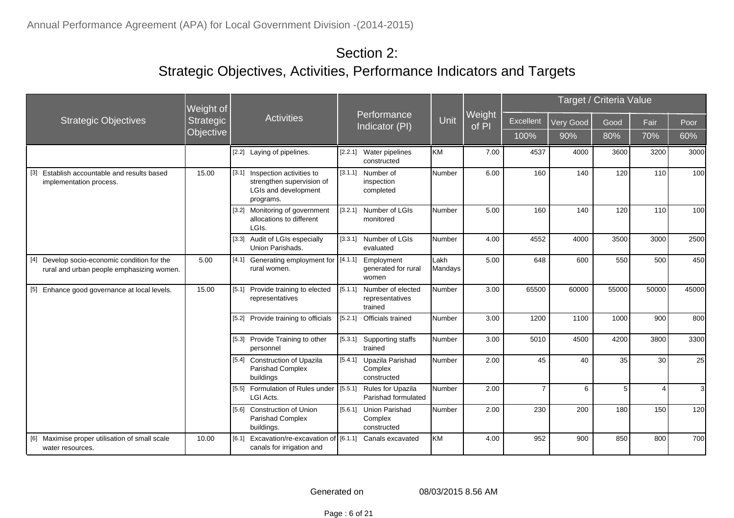# Section 2:
## Strategic Objectives, Activities, Performance Indicators and Targets

| Strategic Objectives | Weight of Strategic Objective | Activities | Performance Indicator (PI) | Unit | Weight of PI | Target / Criteria Value | | | | |
|---|---|---|---|---|---|---|---|---|---|---|
| | | | | | | Excellent | Very Good | Good | Fair | Poor |
| | | | | | | 100% | 90% | 80% | 70% | 60% |
| | | [2.2] Laying of pipelines. | [2.2.1] Water pipelines constructed | KM | 7.00 | 4537 | 4000 | 3600 | 3200 | 3000 |
| [3] Establish accountable and results based implementation process. | 15.00 | [3.1] Inspection activities to strengthen supervision of LGIs and development programs. | [3.1.1] Number of inspection completed | Number | 6.00 | 160 | 140 | 120 | 110 | 100 |
| | | [3.2] Monitoring of government allocations to different LGIs. | [3.2.1] Number of LGIs monitored | Number | 5.00 | 160 | 140 | 120 | 110 | 100 |
| | | [3.3] Audit of LGIs especially Union Parishads. | [3.3.1] Number of LGIs evaluated | Number | 4.00 | 4552 | 4000 | 3500 | 3000 | 2500 |
| [4] Develop socio-economic condition for the rural and urban people emphasizing women. | 5.00 | [4.1] Generating employment for rural women. | [4.1.1] Employment generated for rural women | Lakh Mandays | 5.00 | 648 | 600 | 550 | 500 | 450 |
| [5] Enhance good governance at local levels. | 15.00 | [5.1] Provide training to elected representatives | [5.1.1] Number of elected representatives trained | Number | 3.00 | 65500 | 60000 | 55000 | 50000 | 45000 |
| | | [5.2] Provide training to officials | [5.2.1] Officials trained | Number | 3.00 | 1200 | 1100 | 1000 | 900 | 800 |
| | | [5.3] Provide Training to other personnel | [5.3.1] Supporting staffs trained | Number | 3.00 | 5010 | 4500 | 4200 | 3800 | 3300 |
| | | [5.4] Construction of Upazila Parishad Complex buildings | [5.4.1] Upazila Parishad Complex constructed | Number | 2.00 | 45 | 40 | 35 | 30 | 25 |
| | | [5.5] Formulation of Rules under LGI Acts. | [5.5.1] Rules for Upazila Parishad formulated | Number | 2.00 | 7 | 6 | 5 | 4 | 3 |
| | | [5.6] Construction of Union Parishad Complex buildings. | [5.6.1] Union Parishad Complex constructed | Number | 2.00 | 230 | 200 | 180 | 150 | 120 |
| [6] Maximise proper utilisation of small scale water resources. | 10.00 | [6.1] Excavation/re-excavation of canals for irrigation and | [6.1.1] Canals excavated | KM | 4.00 | 952 | 900 | 850 | 800 | 700 |

Generated on 08/03/2015 8.56 AM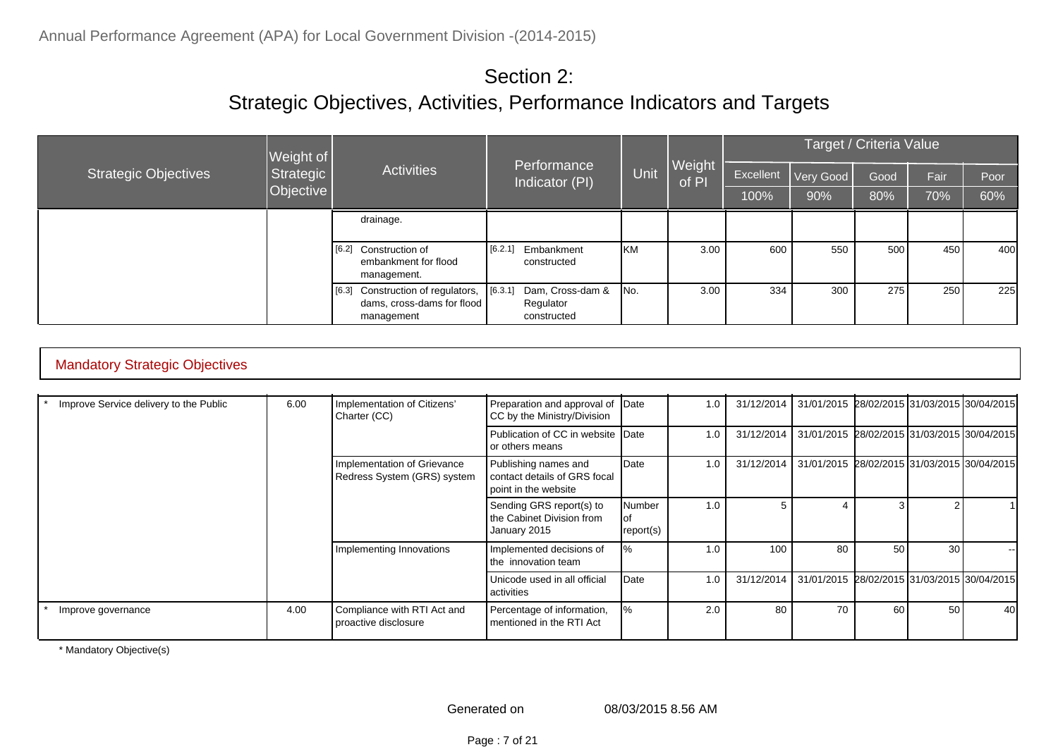# Section 2:
## Strategic Objectives, Activities, Performance Indicators and Targets

| Strategic Objectives | Weight of Strategic Objective | Activities | Performance Indicator (PI) | Unit | Weight of PI | Target / Criteria Value | | | | |
|---|---|---|---|---|---|---|---|---|---|---|
| | | | | | | Excellent | Very Good | Good | Fair | Poor |
| | | | | | | 100% | 90% | 80% | 70% | 60% |
| | | drainage. | | | | | | | | |
| | | [6.2] Construction of embankment for flood management. | [6.2.1] Embankment constructed | KM | 3.00 | 600 | 550 | 500 | 450 | 400 |
| | | [6.3] Construction of regulators, dams, cross-dams for flood management | [6.3.1] Dam, Cross-dam & Regulator constructed | No. | 3.00 | 334 | 300 | 275 | 250 | 225 |

### Mandatory Strategic Objectives

| Strategic Objectives | Weight of Strategic Objective | Activities | Performance Indicator (PI) | Unit | Weight of PI | Excellent | Very Good | Good | Fair | Poor |
|---|---|---|---|---|---|---|---|---|---|---|
| * Improve Service delivery to the Public | 6.00 | Implementation of Citizens' Charter (CC) | Preparation and approval of CC by the Ministry/Division | Date | 1.0 | 31/12/2014 | 31/01/2015 | 28/02/2015 | 31/03/2015 | 30/04/2015 |
| | | | Publication of CC in website or others means | Date | 1.0 | 31/12/2014 | 31/01/2015 | 28/02/2015 | 31/03/2015 | 30/04/2015 |
| | | Implementation of Grievance Redress System (GRS) system | Publishing names and contact details of GRS focal point in the website | Date | 1.0 | 31/12/2014 | 31/01/2015 | 28/02/2015 | 31/03/2015 | 30/04/2015 |
| | | | Sending GRS report(s) to the Cabinet Division from January 2015 | Number of report(s) | 1.0 | 5 | 4 | 3 | 2 | 1 |
| | | Implementing Innovations | Implemented decisions of the innovation team | % | 1.0 | 100 | 80 | 50 | 30 | -- |
| | | | Unicode used in all official activities | Date | 1.0 | 31/12/2014 | 31/01/2015 | 28/02/2015 | 31/03/2015 | 30/04/2015 |
| * Improve governance | 4.00 | Compliance with RTI Act and proactive disclosure | Percentage of information, mentioned in the RTI Act | % | 2.0 | 80 | 70 | 60 | 50 | 40 |

\* Mandatory Objective(s)

Generated on 08/03/2015 8.56 AM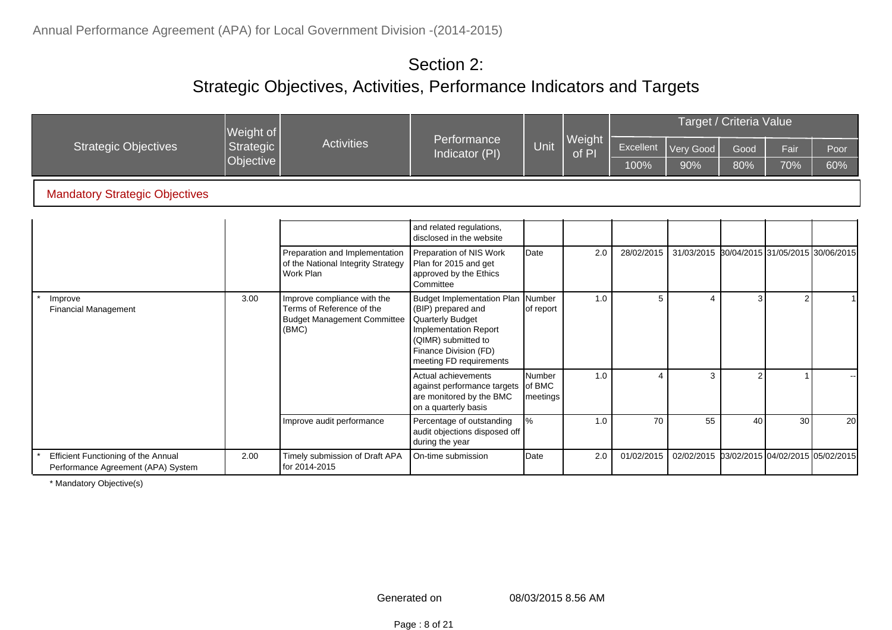## Section 2:
## Strategic Objectives, Activities, Performance Indicators and Targets

| Strategic Objectives | Weight of Strategic Objective | Activities | Performance Indicator (PI) | Unit | Weight of PI | Target / Criteria Value | | | | |
|---|---|---|---|---|---|---|---|---|---|---|
| | | | | | | Excellent | Very Good | Good | Fair | Poor |
| | | | | | | 100% | 90% | 80% | 70% | 60% |
| **Mandatory Strategic Objectives** | | | | | | | | | | |
| | | | and related regulations, disclosed in the website | | | | | | | |
| | | Preparation and Implementation of the National Integrity Strategy Work Plan | Preparation of NIS Work Plan for 2015 and get approved by the Ethics Committee | Date | 2.0 | 28/02/2015 | 31/03/2015 | 30/04/2015 | 31/05/2015 | 30/06/2015 |
| * Improve Financial Management | 3.00 | Improve compliance with the Terms of Reference of the Budget Management Committee (BMC) | Budget Implementation Plan (BIP) prepared and Quarterly Budget Implementation Report (QIMR) submitted to Finance Division (FD) meeting FD requirements | Number of report | 1.0 | 5 | 4 | 3 | 2 | 1 |
| | | | Actual achievements against performance targets are monitored by the BMC on a quarterly basis | Number of BMC meetings | 1.0 | 4 | 3 | 2 | 1 | -- |
| | | Improve audit performance | Percentage of outstanding audit objections disposed off during the year | % | 1.0 | 70 | 55 | 40 | 30 | 20 |
| * Efficient Functioning of the Annual Performance Agreement (APA) System | 2.00 | Timely submission of Draft APA for 2014-2015 | On-time submission | Date | 2.0 | 01/02/2015 | 02/02/2015 | 03/02/2015 | 04/02/2015 | 05/02/2015 |

\* Mandatory Objective(s)

Generated on 08/03/2015 8.56 AM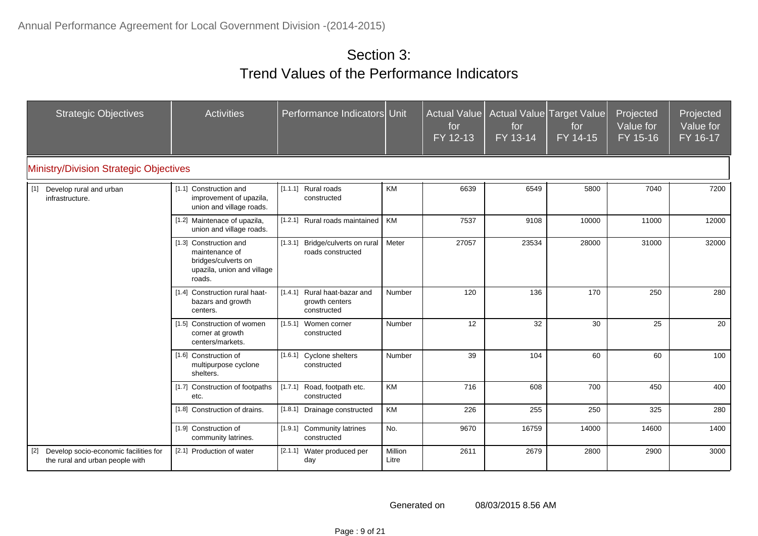# Section 3:
# Trend Values of the Performance Indicators

| Strategic Objectives | Activities | Performance Indicators | Unit | Actual Value for FY 12-13 | Actual Value for FY 13-14 | Target Value for FY 14-15 | Projected Value for FY 15-16 | Projected Value for FY 16-17 |
|---|---|---|---|---|---|---|---|---|
| **Ministry/Division Strategic Objectives** | | | | | | | | |
| [1] Develop rural and urban infrastructure. | [1.1] Construction and improvement of upazila, union and village roads. | [1.1.1] Rural roads constructed | KM | 6639 | 6549 | 5800 | 7040 | 7200 |
| | [1.2] Maintenace of upazila, union and village roads. | [1.2.1] Rural roads maintained | KM | 7537 | 9108 | 10000 | 11000 | 12000 |
| | [1.3] Construction and maintenance of bridges/culverts on upazila, union and village roads. | [1.3.1] Bridge/culverts on rural roads constructed | Meter | 27057 | 23534 | 28000 | 31000 | 32000 |
| | [1.4] Construction rural haat-bazars and growth centers. | [1.4.1] Rural haat-bazar and growth centers constructed | Number | 120 | 136 | 170 | 250 | 280 |
| | [1.5] Construction of women corner at growth centers/markets. | [1.5.1] Women corner constructed | Number | 12 | 32 | 30 | 25 | 20 |
| | [1.6] Construction of multipurpose cyclone shelters. | [1.6.1] Cyclone shelters constructed | Number | 39 | 104 | 60 | 60 | 100 |
| | [1.7] Construction of footpaths etc. | [1.7.1] Road, footpath etc. constructed | KM | 716 | 608 | 700 | 450 | 400 |
| | [1.8] Construction of drains. | [1.8.1] Drainage constructed | KM | 226 | 255 | 250 | 325 | 280 |
| | [1.9] Construction of community latrines. | [1.9.1] Community latrines constructed | No. | 9670 | 16759 | 14000 | 14600 | 1400 |
| [2] Develop socio-economic facilities for the rural and urban people with | [2.1] Production of water | [2.1.1] Water produced per day | Million Litre | 2611 | 2679 | 2800 | 2900 | 3000 |

Generated on 08/03/2015 8.56 AM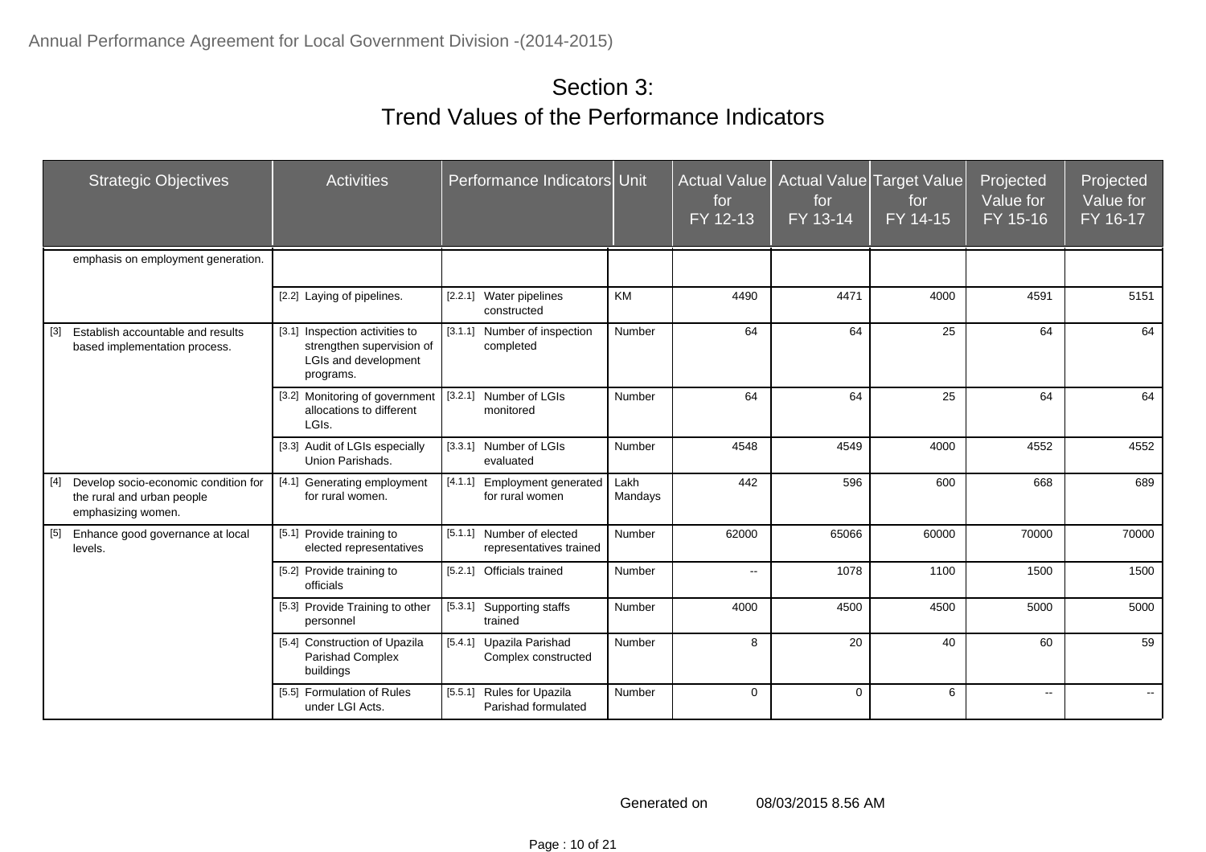# Section 3:
# Trend Values of the Performance Indicators

| Strategic Objectives | Activities | Performance Indicators | Unit | Actual Value for FY 12-13 | Actual Value for FY 13-14 | Target Value for FY 14-15 | Projected Value for FY 15-16 | Projected Value for FY 16-17 |
|---|---|---|---|---|---|---|---|---|
| emphasis on employment generation. | | | | | | | | |
| | [2.2] Laying of pipelines. | [2.2.1] Water pipelines constructed | KM | 4490 | 4471 | 4000 | 4591 | 5151 |
| [3] Establish accountable and results based implementation process. | [3.1] Inspection activities to strengthen supervision of LGIs and development programs. | [3.1.1] Number of inspection completed | Number | 64 | 64 | 25 | 64 | 64 |
| | [3.2] Monitoring of government allocations to different LGIs. | [3.2.1] Number of LGIs monitored | Number | 64 | 64 | 25 | 64 | 64 |
| | [3.3] Audit of LGIs especially Union Parishads. | [3.3.1] Number of LGIs evaluated | Number | 4548 | 4549 | 4000 | 4552 | 4552 |
| [4] Develop socio-economic condition for the rural and urban people emphasizing women. | [4.1] Generating employment for rural women. | [4.1.1] Employment generated for rural women | Lakh Mandays | 442 | 596 | 600 | 668 | 689 |
| [5] Enhance good governance at local levels. | [5.1] Provide training to elected representatives | [5.1.1] Number of elected representatives trained | Number | 62000 | 65066 | 60000 | 70000 | 70000 |
| | [5.2] Provide training to officials | [5.2.1] Officials trained | Number | -- | 1078 | 1100 | 1500 | 1500 |
| | [5.3] Provide Training to other personnel | [5.3.1] Supporting staffs trained | Number | 4000 | 4500 | 4500 | 5000 | 5000 |
| | [5.4] Construction of Upazila Parishad Complex buildings | [5.4.1] Upazila Parishad Complex constructed | Number | 8 | 20 | 40 | 60 | 59 |
| | [5.5] Formulation of Rules under LGI Acts. | [5.5.1] Rules for Upazila Parishad formulated | Number | 0 | 0 | 6 | -- | -- |

Generated on 08/03/2015 8.56 AM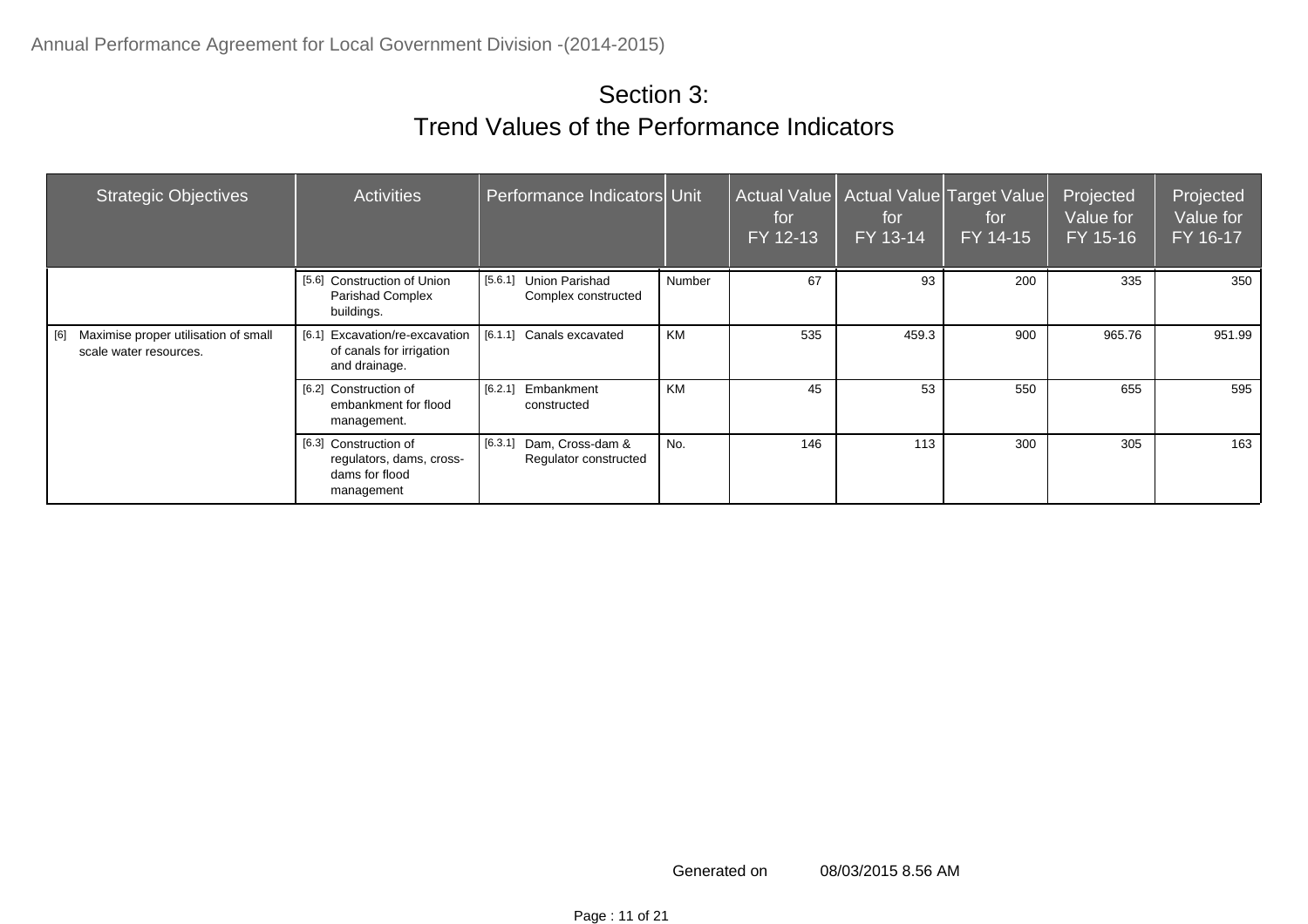# Section 3:
## Trend Values of the Performance Indicators

| Strategic Objectives | Activities | Performance Indicators | Unit | Actual Value for FY 12-13 | Actual Value for FY 13-14 | Target Value for FY 14-15 | Projected Value for FY 15-16 | Projected Value for FY 16-17 |
|---|---|---|---|---|---|---|---|---|
| | [5.6] Construction of Union Parishad Complex buildings. | [5.6.1] Union Parishad Complex constructed | Number | 67 | 93 | 200 | 335 | 350 |
| [6] Maximise proper utilisation of small scale water resources. | [6.1] Excavation/re-excavation of canals for irrigation and drainage. | [6.1.1] Canals excavated | KM | 535 | 459.3 | 900 | 965.76 | 951.99 |
| | [6.2] Construction of embankment for flood management. | [6.2.1] Embankment constructed | KM | 45 | 53 | 550 | 655 | 595 |
| | [6.3] Construction of regulators, dams, cross-dams for flood management | [6.3.1] Dam, Cross-dam & Regulator constructed | No. | 146 | 113 | 300 | 305 | 163 |

Generated on 08/03/2015 8.56 AM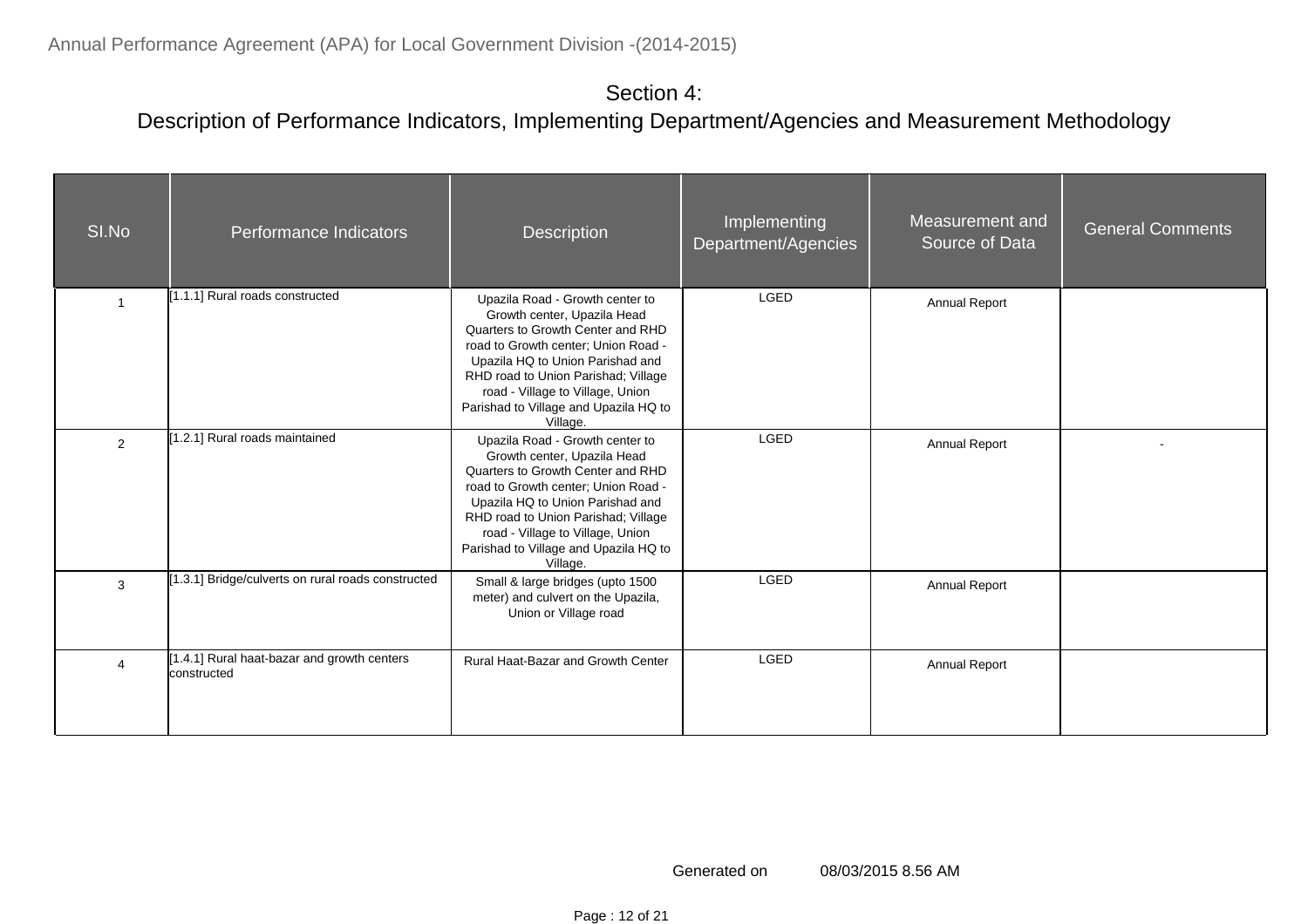## Section 4:
## Description of Performance Indicators, Implementing Department/Agencies and Measurement Methodology

| SI.No | Performance Indicators | Description | Implementing Department/Agencies | Measurement and Source of Data | General Comments |
|---|---|---|---|---|---|
| 1 | [1.1.1] Rural roads constructed | Upazila Road - Growth center to Growth center, Upazila Head Quarters to Growth Center and RHD road to Growth center; Union Road - Upazila HQ to Union Parishad and RHD road to Union Parishad; Village road - Village to Village, Union Parishad to Village and Upazila HQ to Village. | LGED | Annual Report | |
| 2 | [1.2.1] Rural roads maintained | Upazila Road - Growth center to Growth center, Upazila Head Quarters to Growth Center and RHD road to Growth center; Union Road - Upazila HQ to Union Parishad and RHD road to Union Parishad; Village road - Village to Village, Union Parishad to Village and Upazila HQ to Village. | LGED | Annual Report | - |
| 3 | [1.3.1] Bridge/culverts on rural roads constructed | Small & large bridges (upto 1500 meter) and culvert on the Upazila, Union or Village road | LGED | Annual Report | |
| 4 | [1.4.1] Rural haat-bazar and growth centers constructed | Rural Haat-Bazar and Growth Center | LGED | Annual Report | |

Generated on 08/03/2015 8.56 AM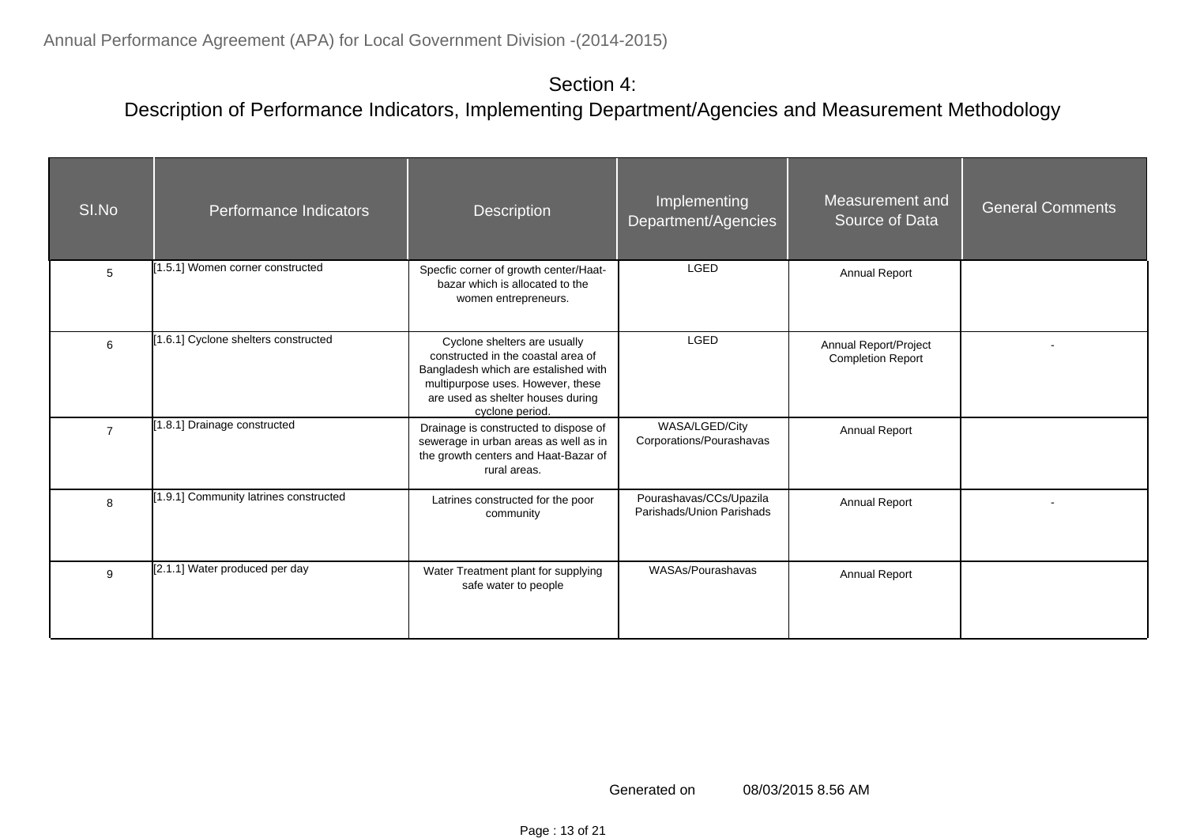## Section 4:
## Description of Performance Indicators, Implementing Department/Agencies and Measurement Methodology

| SI.No | Performance Indicators | Description | Implementing Department/Agencies | Measurement and Source of Data | General Comments |
|---|---|---|---|---|---|
| 5 | [1.5.1] Women corner constructed | Specfic corner of growth center/Haat-bazar which is allocated to the women entrepreneurs. | LGED | Annual Report | |
| 6 | [1.6.1] Cyclone shelters constructed | Cyclone shelters are usually constructed in the coastal area of Bangladesh which are estalished with multipurpose uses. However, these are used as shelter houses during cyclone period. | LGED | Annual Report/Project Completion Report | - |
| 7 | [1.8.1] Drainage constructed | Drainage is constructed to dispose of sewerage in urban areas as well as in the growth centers and Haat-Bazar of rural areas. | WASA/LGED/City Corporations/Pourashavas | Annual Report | |
| 8 | [1.9.1] Community latrines constructed | Latrines constructed for the poor community | Pourashavas/CCs/Upazila Parishads/Union Parishads | Annual Report | - |
| 9 | [2.1.1] Water produced per day | Water Treatment plant for supplying safe water to people | WASAs/Pourashavas | Annual Report | |

Generated on 08/03/2015 8.56 AM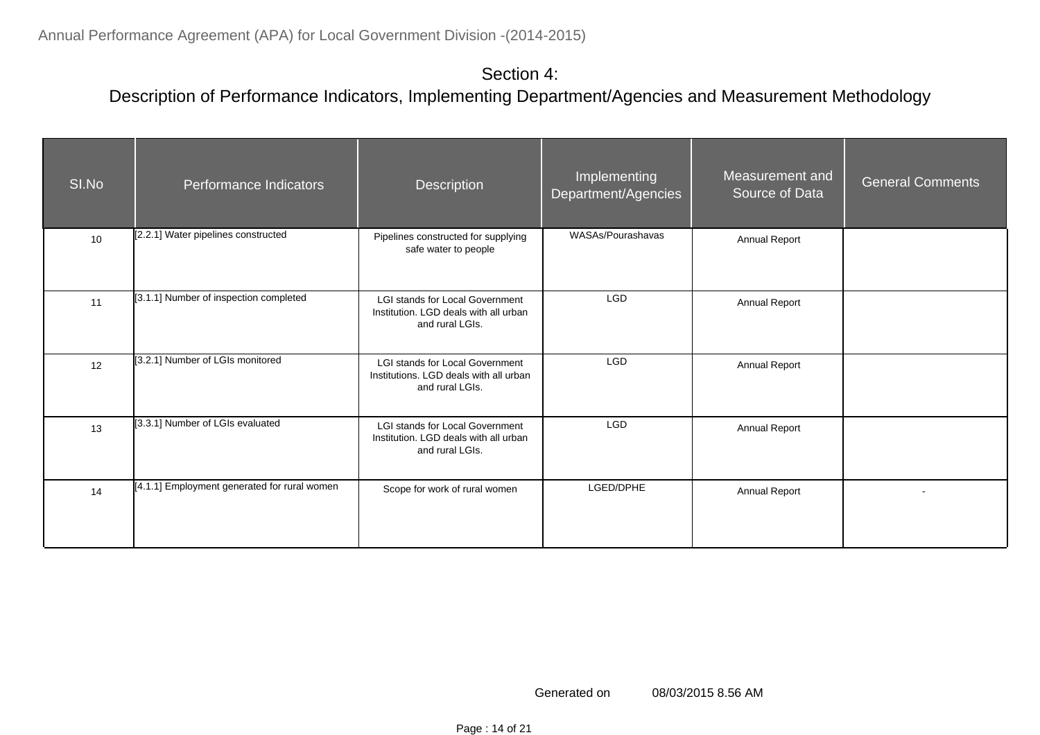## Section 4:
## Description of Performance Indicators, Implementing Department/Agencies and Measurement Methodology

| SI.No | Performance Indicators | Description | Implementing Department/Agencies | Measurement and Source of Data | General Comments |
|---|---|---|---|---|---|
| 10 | [2.2.1] Water pipelines constructed | Pipelines constructed for supplying safe water to people | WASAs/Pourashavas | Annual Report | |
| 11 | [3.1.1] Number of inspection completed | LGI stands for Local Government Institution. LGD deals with all urban and rural LGIs. | LGD | Annual Report | |
| 12 | [3.2.1] Number of LGIs monitored | LGI stands for Local Government Institutions. LGD deals with all urban and rural LGIs. | LGD | Annual Report | |
| 13 | [3.3.1] Number of LGIs evaluated | LGI stands for Local Government Institution. LGD deals with all urban and rural LGIs. | LGD | Annual Report | |
| 14 | [4.1.1] Employment generated for rural women | Scope for work of rural women | LGED/DPHE | Annual Report | - |

Generated on 08/03/2015 8.56 AM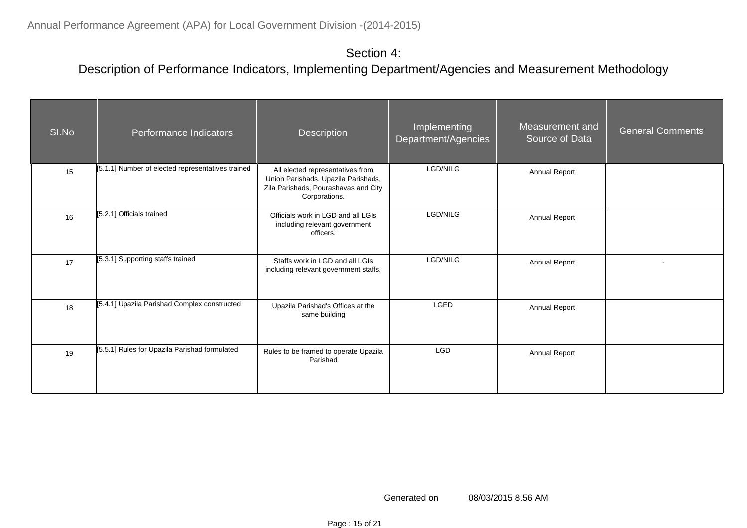## Section 4:
## Description of Performance Indicators, Implementing Department/Agencies and Measurement Methodology

| SI.No | Performance Indicators | Description | Implementing Department/Agencies | Measurement and Source of Data | General Comments |
|---|---|---|---|---|---|
| 15 | [5.1.1] Number of elected representatives trained | All elected representatives from Union Parishads, Upazila Parishads, Zila Parishads, Pourashavas and City Corporations. | LGD/NILG | Annual Report | |
| 16 | [5.2.1] Officials trained | Officials work in LGD and all LGIs including relevant government officers. | LGD/NILG | Annual Report | |
| 17 | [5.3.1] Supporting staffs trained | Staffs work in LGD and all LGIs including relevant government staffs. | LGD/NILG | Annual Report | - |
| 18 | [5.4.1] Upazila Parishad Complex constructed | Upazila Parishad's Offices at the same building | LGED | Annual Report | |
| 19 | [5.5.1] Rules for Upazila Parishad formulated | Rules to be framed to operate Upazila Parishad | LGD | Annual Report | |

Generated on 08/03/2015 8.56 AM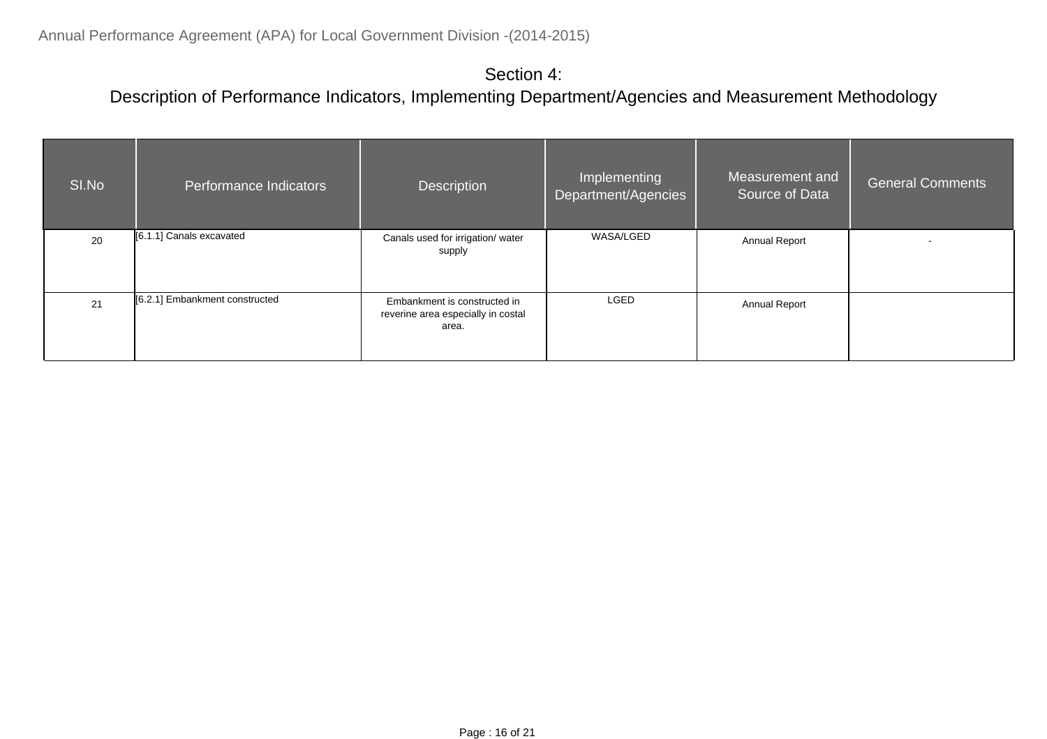## Section 4:
## Description of Performance Indicators, Implementing Department/Agencies and Measurement Methodology

| SI.No | Performance Indicators | Description | Implementing Department/Agencies | Measurement and Source of Data | General Comments |
|---|---|---|---|---|---|
| 20 | [6.1.1] Canals excavated | Canals used for irrigation/ water supply | WASA/LGED | Annual Report | - |
| 21 | [6.2.1] Embankment constructed | Embankment is constructed in reverine area especially in costal area. | LGED | Annual Report | |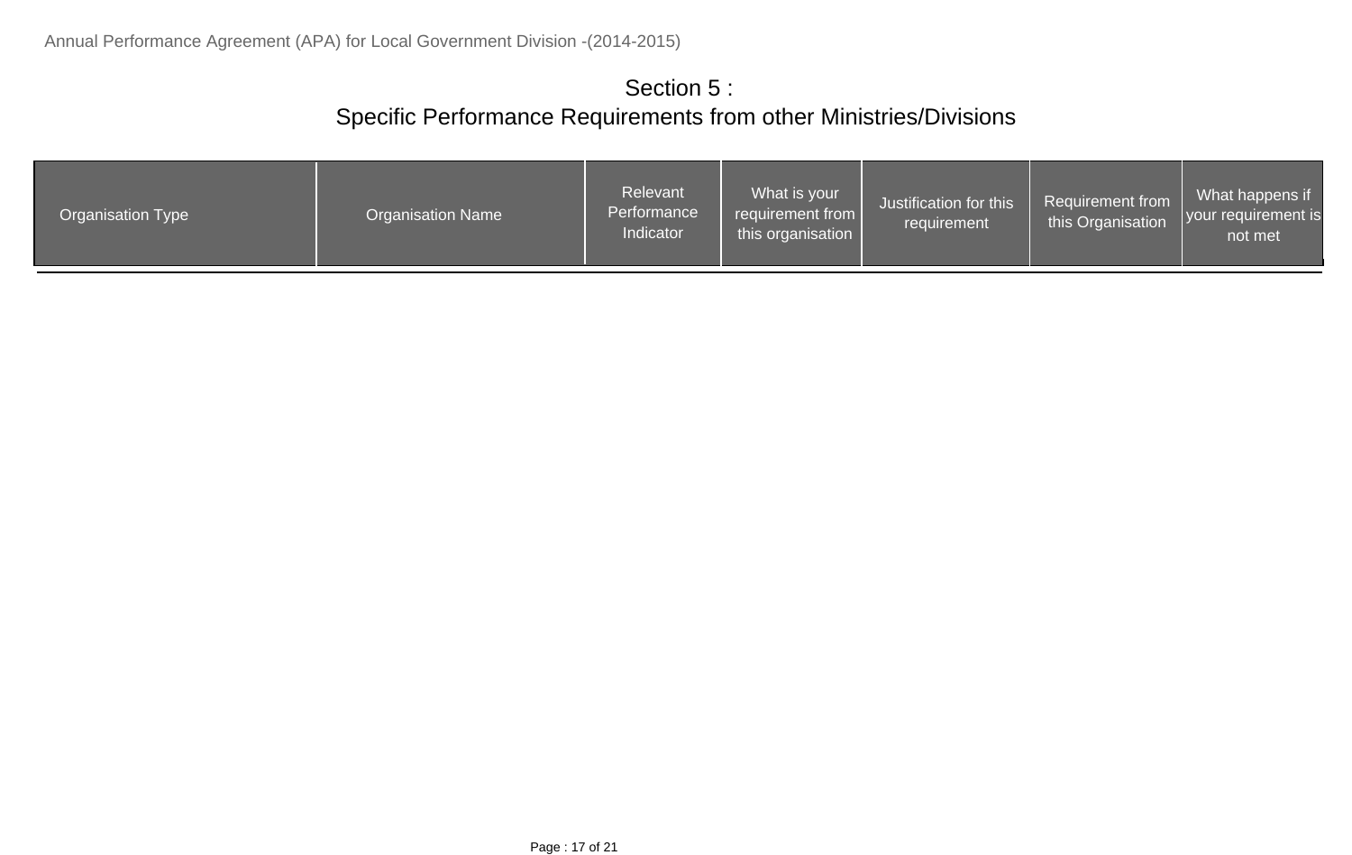## Section 5 :
## Specific Performance Requirements from other Ministries/Divisions

| Organisation Type | Organisation Name | Relevant Performance Indicator | What is your requirement from this organisation | Justification for this requirement | Requirement from this Organisation | What happens if your requirement is not met |
|---|---|---|---|---|---|---|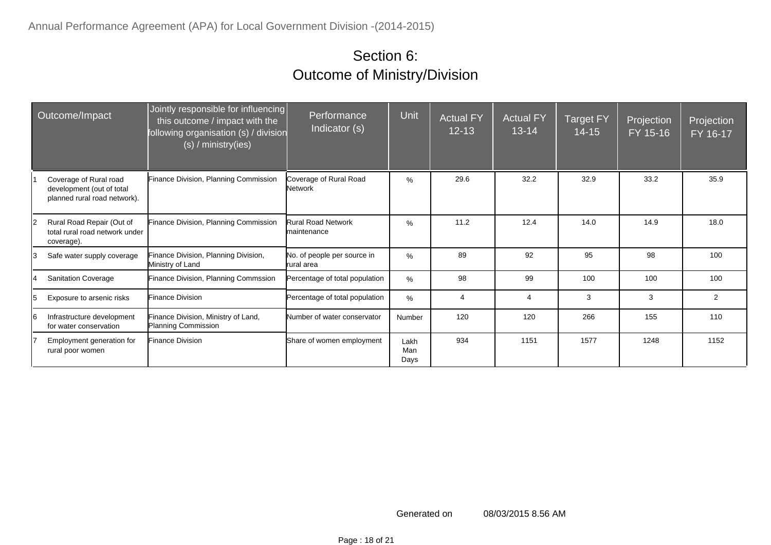# Section 6:
# Outcome of Ministry/Division

| | Outcome/Impact | Jointly responsible for influencing this outcome / impact with the following organisation (s) / division (s) / ministry(ies) | Performance Indicator (s) | Unit | Actual FY 12-13 | Actual FY 13-14 | Target FY 14-15 | Projection FY 15-16 | Projection FY 16-17 |
|---|---|---|---|---|---|---|---|---|---|
| 1 | Coverage of Rural road development (out of total planned rural road network). | Finance Division, Planning Commission | Coverage of Rural Road Network | % | 29.6 | 32.2 | 32.9 | 33.2 | 35.9 |
| 2 | Rural Road Repair (Out of total rural road network under coverage). | Finance Division, Planning Commission | Rural Road Network maintenance | % | 11.2 | 12.4 | 14.0 | 14.9 | 18.0 |
| 3 | Safe water supply coverage | Finance Division, Planning Division, Ministry of Land | No. of people per source in rural area | % | 89 | 92 | 95 | 98 | 100 |
| 4 | Sanitation Coverage | Finance Division, Planning Commssion | Percentage of total population | % | 98 | 99 | 100 | 100 | 100 |
| 5 | Exposure to arsenic risks | Finance Division | Percentage of total population | % | 4 | 4 | 3 | 3 | 2 |
| 6 | Infrastructure development for water conservation | Finance Division, Ministry of Land, Planning Commission | Number of water conservator | Number | 120 | 120 | 266 | 155 | 110 |
| 7 | Employment generation for rural poor women | Finance Division | Share of women employment | Lakh Man Days | 934 | 1151 | 1577 | 1248 | 1152 |

Generated on 08/03/2015 8.56 AM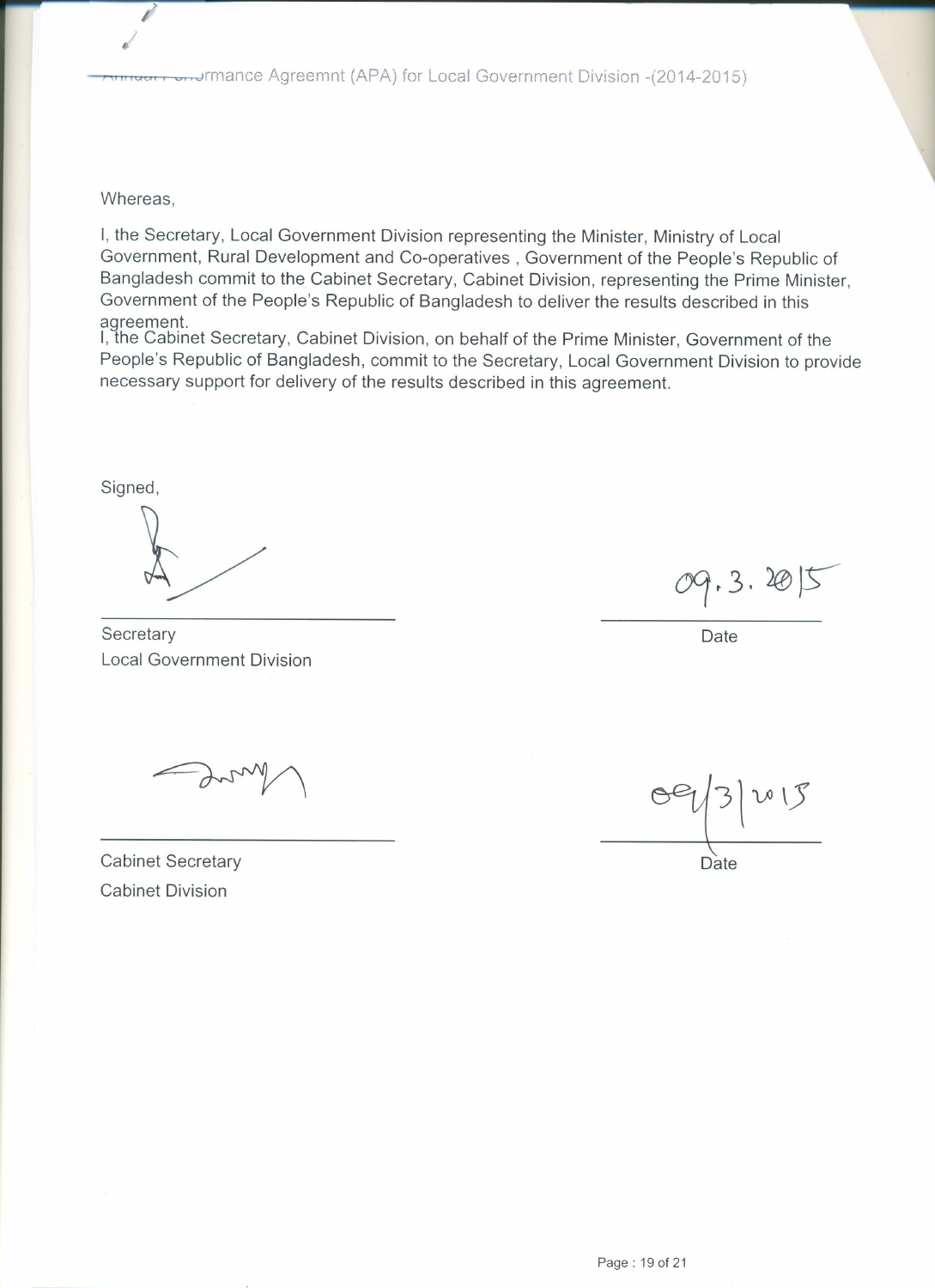Whereas,

I, the Secretary, Local Government Division representing the Minister, Ministry of Local Government, Rural Development and Co-operatives , Government of the People's Republic of Bangladesh commit to the Cabinet Secretary, Cabinet Division, representing the Prime Minister, Government of the People's Republic of Bangladesh to deliver the results described in this agreement.

I, the Cabinet Secretary, Cabinet Division, on behalf of the Prime Minister, Government of the People's Republic of Bangladesh, commit to the Secretary, Local Government Division to provide necessary support for delivery of the results described in this agreement.

Signed,

| | |
|---|---|
| Secretary<br>Local Government Division | 09.3.2015<br>Date |
| Cabinet Secretary<br>Cabinet Division | 09/3/2015<br>Date |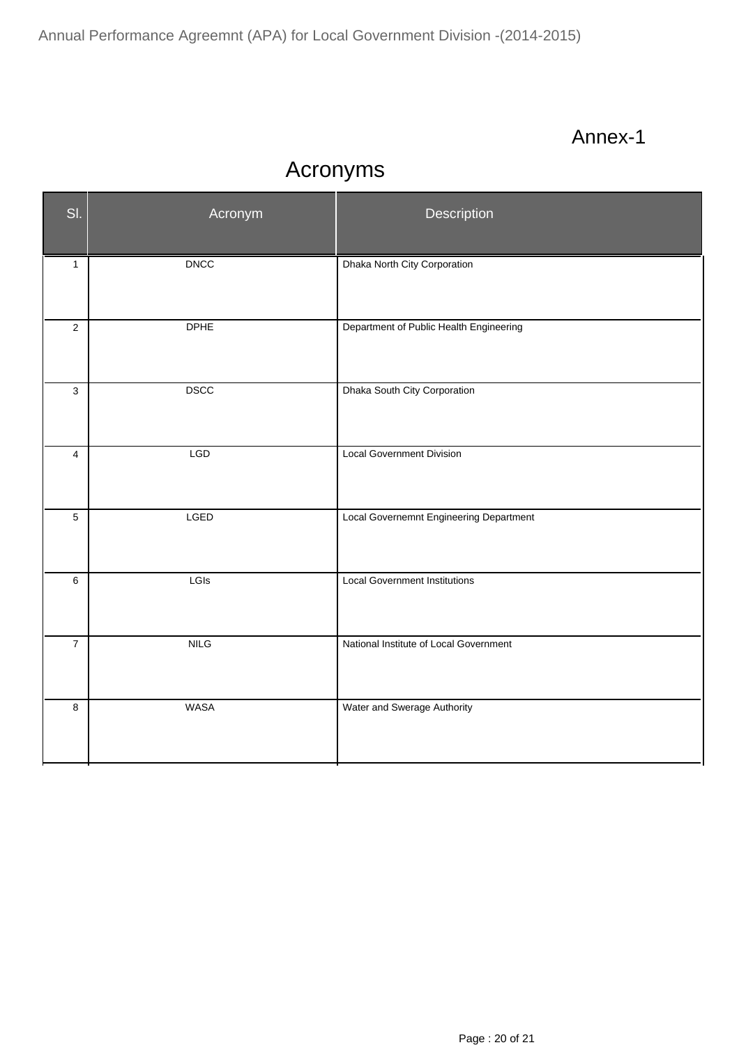Annex-1

# Acronyms

| Sl. | Acronym | Description |
|---|---|---|
| 1 | DNCC | Dhaka North City Corporation |
| 2 | DPHE | Department of Public Health Engineering |
| 3 | DSCC | Dhaka South City Corporation |
| 4 | LGD | Local Government Division |
| 5 | LGED | Local Governemnt Engineering Department |
| 6 | LGIs | Local Government Institutions |
| 7 | NILG | National Institute of Local Government |
| 8 | WASA | Water and Swerage Authority |